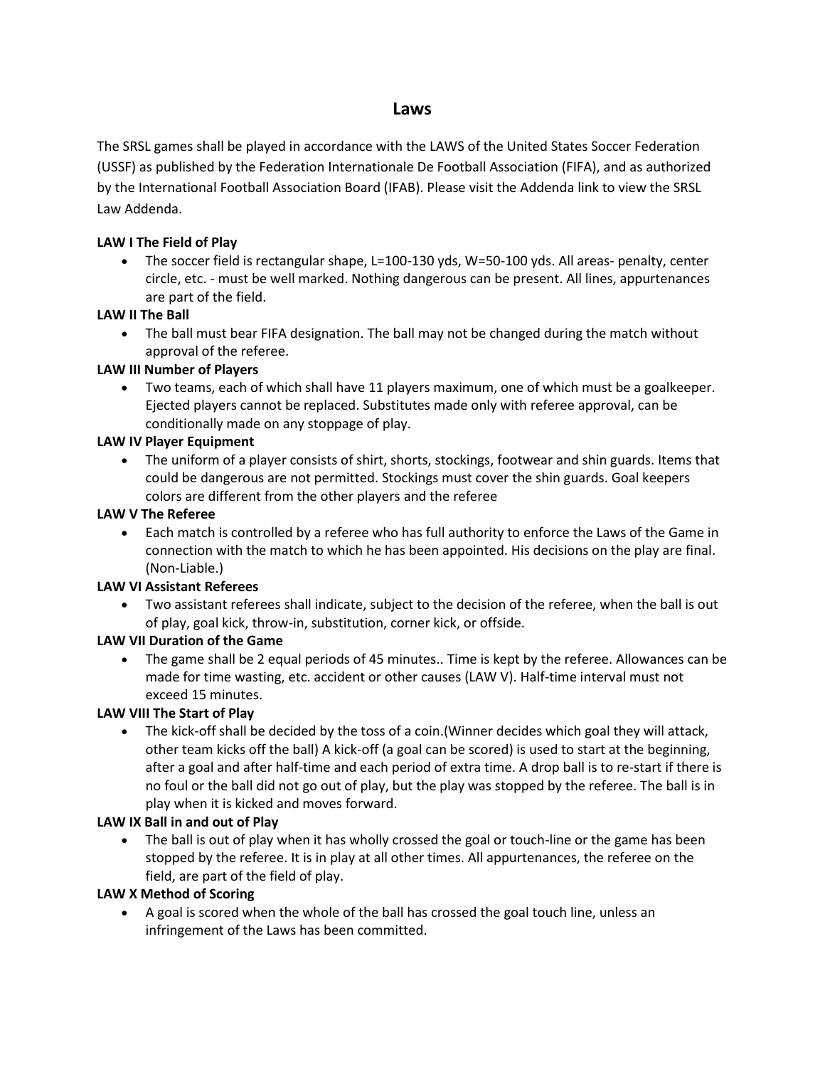# Laws

The SRSL games shall be played in accordance with the LAWS of the United States Soccer Federation (USSF) as published by the Federation Internationale De Football Association (FIFA), and as authorized by the International Football Association Board (IFAB). Please visit the Addenda link to view the SRSL Law Addenda.

**LAW I The Field of Play**

- The soccer field is rectangular shape, L=100-130 yds, W=50-100 yds. All areas- penalty, center circle, etc. - must be well marked. Nothing dangerous can be present. All lines, appurtenances are part of the field.

**LAW II The Ball**

- The ball must bear FIFA designation. The ball may not be changed during the match without approval of the referee.

**LAW III Number of Players**

- Two teams, each of which shall have 11 players maximum, one of which must be a goalkeeper. Ejected players cannot be replaced. Substitutes made only with referee approval, can be conditionally made on any stoppage of play.

**LAW IV Player Equipment**

- The uniform of a player consists of shirt, shorts, stockings, footwear and shin guards. Items that could be dangerous are not permitted. Stockings must cover the shin guards. Goal keepers colors are different from the other players and the referee

**LAW V The Referee**

- Each match is controlled by a referee who has full authority to enforce the Laws of the Game in connection with the match to which he has been appointed. His decisions on the play are final. (Non-Liable.)

**LAW VI Assistant Referees**

- Two assistant referees shall indicate, subject to the decision of the referee, when the ball is out of play, goal kick, throw-in, substitution, corner kick, or offside.

**LAW VII Duration of the Game**

- The game shall be 2 equal periods of 45 minutes.. Time is kept by the referee. Allowances can be made for time wasting, etc. accident or other causes (LAW V). Half-time interval must not exceed 15 minutes.

**LAW VIII The Start of Play**

- The kick-off shall be decided by the toss of a coin.(Winner decides which goal they will attack, other team kicks off the ball) A kick-off (a goal can be scored) is used to start at the beginning, after a goal and after half-time and each period of extra time. A drop ball is to re-start if there is no foul or the ball did not go out of play, but the play was stopped by the referee. The ball is in play when it is kicked and moves forward.

**LAW IX Ball in and out of Play**

- The ball is out of play when it has wholly crossed the goal or touch-line or the game has been stopped by the referee. It is in play at all other times. All appurtenances, the referee on the field, are part of the field of play.

**LAW X Method of Scoring**

- A goal is scored when the whole of the ball has crossed the goal touch line, unless an infringement of the Laws has been committed.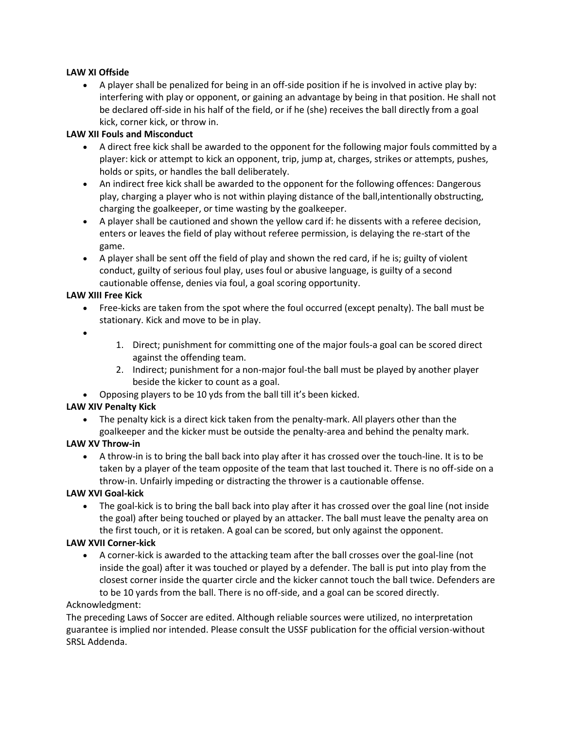**LAW XI Offside**

- A player shall be penalized for being in an off-side position if he is involved in active play by: interfering with play or opponent, or gaining an advantage by being in that position. He shall not be declared off-side in his half of the field, or if he (she) receives the ball directly from a goal kick, corner kick, or throw in.

**LAW XII Fouls and Misconduct**

- A direct free kick shall be awarded to the opponent for the following major fouls committed by a player: kick or attempt to kick an opponent, trip, jump at, charges, strikes or attempts, pushes, holds or spits, or handles the ball deliberately.
- An indirect free kick shall be awarded to the opponent for the following offences: Dangerous play, charging a player who is not within playing distance of the ball,intentionally obstructing, charging the goalkeeper, or time wasting by the goalkeeper.
- A player shall be cautioned and shown the yellow card if: he dissents with a referee decision, enters or leaves the field of play without referee permission, is delaying the re-start of the game.
- A player shall be sent off the field of play and shown the red card, if he is; guilty of violent conduct, guilty of serious foul play, uses foul or abusive language, is guilty of a second cautionable offense, denies via foul, a goal scoring opportunity.

**LAW XIII Free Kick**

- Free-kicks are taken from the spot where the foul occurred (except penalty). The ball must be stationary. Kick and move to be in play.
-
    1. Direct; punishment for committing one of the major fouls-a goal can be scored direct against the offending team.
    2. Indirect; punishment for a non-major foul-the ball must be played by another player beside the kicker to count as a goal.
- Opposing players to be 10 yds from the ball till it's been kicked.

**LAW XIV Penalty Kick**

- The penalty kick is a direct kick taken from the penalty-mark. All players other than the goalkeeper and the kicker must be outside the penalty-area and behind the penalty mark.

**LAW XV Throw-in**

- A throw-in is to bring the ball back into play after it has crossed over the touch-line. It is to be taken by a player of the team opposite of the team that last touched it. There is no off-side on a throw-in. Unfairly impeding or distracting the thrower is a cautionable offense.

**LAW XVI Goal-kick**

- The goal-kick is to bring the ball back into play after it has crossed over the goal line (not inside the goal) after being touched or played by an attacker. The ball must leave the penalty area on the first touch, or it is retaken. A goal can be scored, but only against the opponent.

**LAW XVII Corner-kick**

- A corner-kick is awarded to the attacking team after the ball crosses over the goal-line (not inside the goal) after it was touched or played by a defender. The ball is put into play from the closest corner inside the quarter circle and the kicker cannot touch the ball twice. Defenders are to be 10 yards from the ball. There is no off-side, and a goal can be scored directly.

Acknowledgment:

The preceding Laws of Soccer are edited. Although reliable sources were utilized, no interpretation guarantee is implied nor intended. Please consult the USSF publication for the official version-without SRSL Addenda.